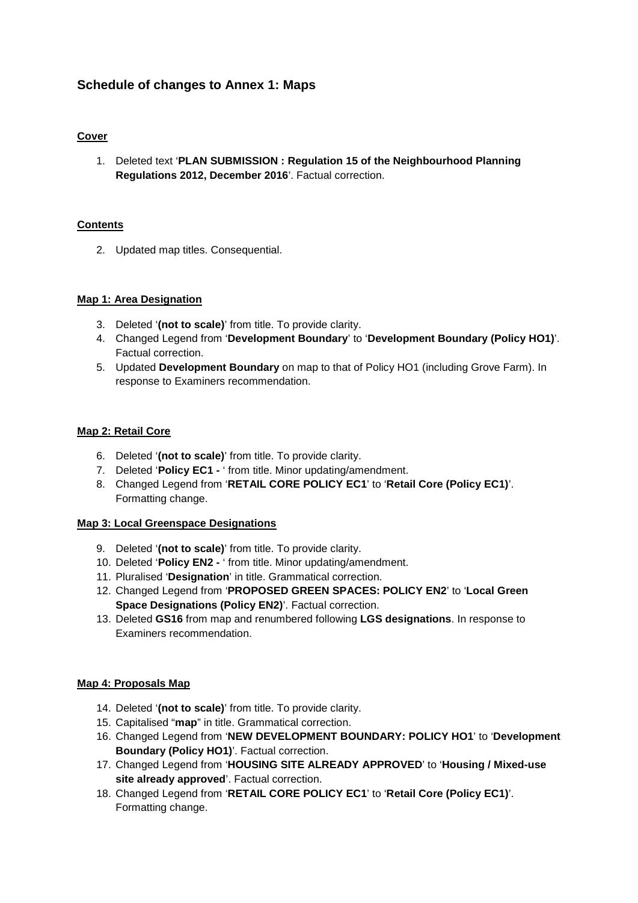## Schedule of changes to Annex 1: Maps

**Cover**

1. Deleted text '**PLAN SUBMISSION : Regulation 15 of the Neighbourhood Planning Regulations 2012, December 2016**'. Factual correction.

**Contents**

2. Updated map titles. Consequential.

**Map 1: Area Designation**

3. Deleted '**(not to scale)**' from title. To provide clarity.
4. Changed Legend from '**Development Boundary**' to '**Development Boundary (Policy HO1)**'. Factual correction.
5. Updated **Development Boundary** on map to that of Policy HO1 (including Grove Farm). In response to Examiners recommendation.

**Map 2: Retail Core**

6. Deleted '**(not to scale)**' from title. To provide clarity.
7. Deleted '**Policy EC1 -** ' from title. Minor updating/amendment.
8. Changed Legend from '**RETAIL CORE POLICY EC1**' to '**Retail Core (Policy EC1)**'. Formatting change.

**Map 3: Local Greenspace Designations**

9. Deleted '**(not to scale)**' from title. To provide clarity.
10. Deleted '**Policy EN2 -** ' from title. Minor updating/amendment.
11. Pluralised '**Designation**' in title. Grammatical correction.
12. Changed Legend from '**PROPOSED GREEN SPACES: POLICY EN2**' to '**Local Green Space Designations (Policy EN2)**'. Factual correction.
13. Deleted **GS16** from map and renumbered following **LGS designations**. In response to Examiners recommendation.

**Map 4: Proposals Map**

14. Deleted '**(not to scale)**' from title. To provide clarity.
15. Capitalised "**map**" in title. Grammatical correction.
16. Changed Legend from '**NEW DEVELOPMENT BOUNDARY: POLICY HO1**' to '**Development Boundary (Policy HO1)**'. Factual correction.
17. Changed Legend from '**HOUSING SITE ALREADY APPROVED**' to '**Housing / Mixed-use site already approved**'. Factual correction.
18. Changed Legend from '**RETAIL CORE POLICY EC1**' to '**Retail Core (Policy EC1)**'. Formatting change.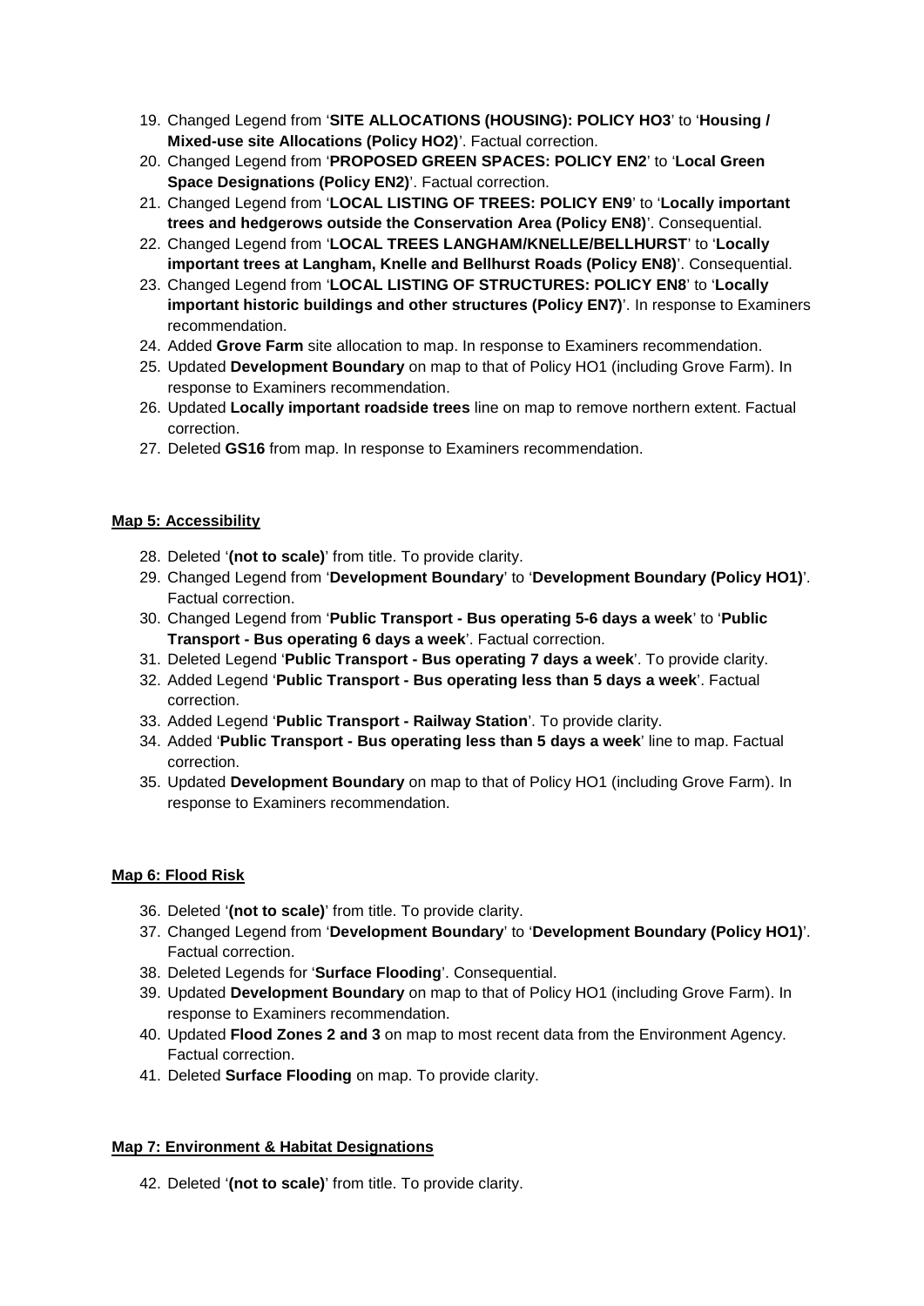19. Changed Legend from '**SITE ALLOCATIONS (HOUSING): POLICY HO3**' to '**Housing / Mixed-use site Allocations (Policy HO2)**'. Factual correction.
20. Changed Legend from '**PROPOSED GREEN SPACES: POLICY EN2**' to '**Local Green Space Designations (Policy EN2)**'. Factual correction.
21. Changed Legend from '**LOCAL LISTING OF TREES: POLICY EN9**' to '**Locally important trees and hedgerows outside the Conservation Area (Policy EN8)**'. Consequential.
22. Changed Legend from '**LOCAL TREES LANGHAM/KNELLE/BELLHURST**' to '**Locally important trees at Langham, Knelle and Bellhurst Roads (Policy EN8)**'. Consequential.
23. Changed Legend from '**LOCAL LISTING OF STRUCTURES: POLICY EN8**' to '**Locally important historic buildings and other structures (Policy EN7)**'. In response to Examiners recommendation.
24. Added **Grove Farm** site allocation to map. In response to Examiners recommendation.
25. Updated **Development Boundary** on map to that of Policy HO1 (including Grove Farm). In response to Examiners recommendation.
26. Updated **Locally important roadside trees** line on map to remove northern extent. Factual correction.
27. Deleted **GS16** from map. In response to Examiners recommendation.

**Map 5: Accessibility**

28. Deleted '**(not to scale)**' from title. To provide clarity.
29. Changed Legend from '**Development Boundary**' to '**Development Boundary (Policy HO1)**'. Factual correction.
30. Changed Legend from '**Public Transport - Bus operating 5-6 days a week**' to '**Public Transport - Bus operating 6 days a week**'. Factual correction.
31. Deleted Legend '**Public Transport - Bus operating 7 days a week**'. To provide clarity.
32. Added Legend '**Public Transport - Bus operating less than 5 days a week**'. Factual correction.
33. Added Legend '**Public Transport - Railway Station**'. To provide clarity.
34. Added '**Public Transport - Bus operating less than 5 days a week**' line to map. Factual correction.
35. Updated **Development Boundary** on map to that of Policy HO1 (including Grove Farm). In response to Examiners recommendation.

**Map 6: Flood Risk**

36. Deleted '**(not to scale)**' from title. To provide clarity.
37. Changed Legend from '**Development Boundary**' to '**Development Boundary (Policy HO1)**'. Factual correction.
38. Deleted Legends for '**Surface Flooding**'. Consequential.
39. Updated **Development Boundary** on map to that of Policy HO1 (including Grove Farm). In response to Examiners recommendation.
40. Updated **Flood Zones 2 and 3** on map to most recent data from the Environment Agency. Factual correction.
41. Deleted **Surface Flooding** on map. To provide clarity.

**Map 7: Environment & Habitat Designations**

42. Deleted '**(not to scale)**' from title. To provide clarity.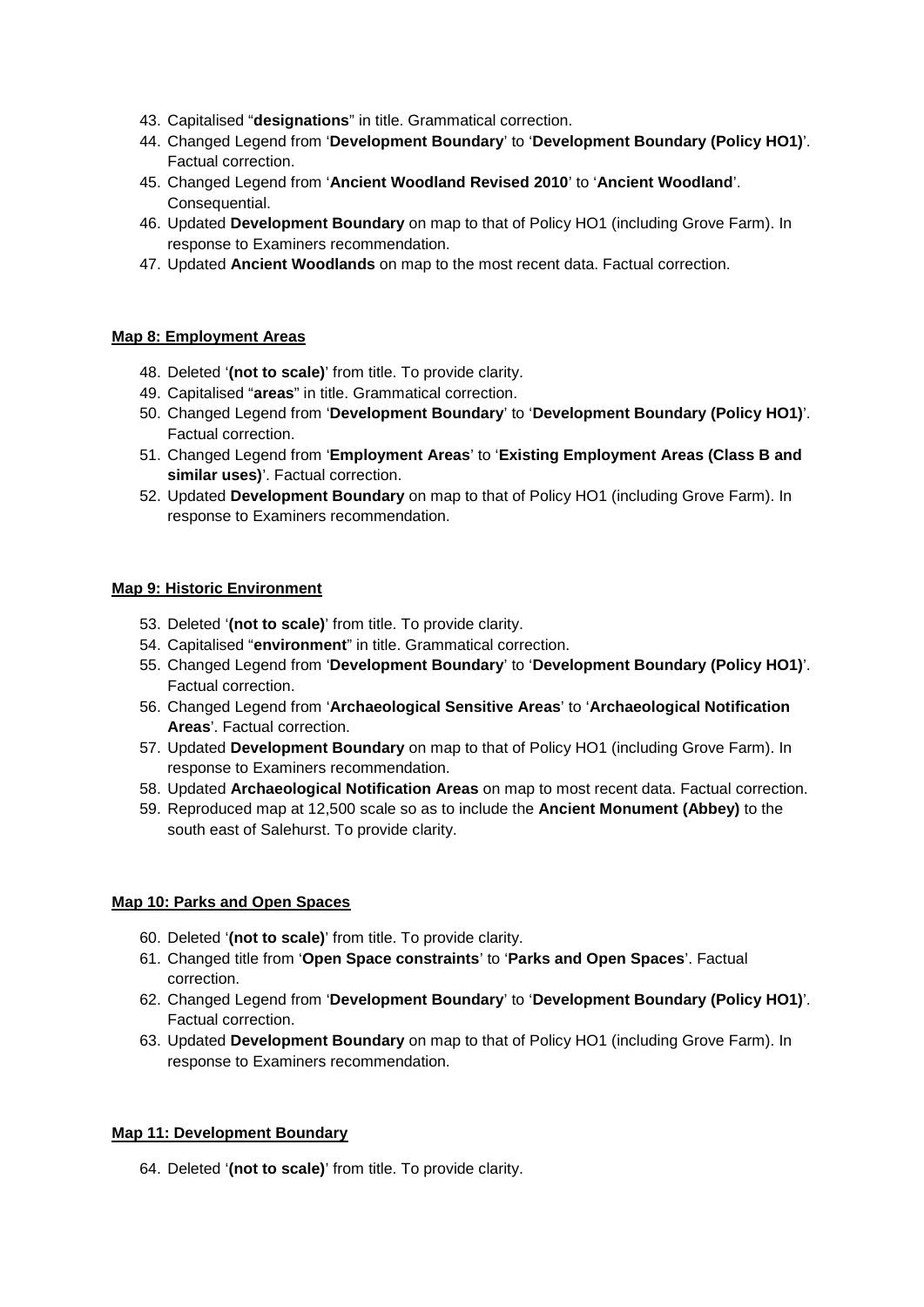43. Capitalised "**designations**" in title. Grammatical correction.
44. Changed Legend from '**Development Boundary**' to '**Development Boundary (Policy HO1)**'. Factual correction.
45. Changed Legend from '**Ancient Woodland Revised 2010**' to '**Ancient Woodland**'. Consequential.
46. Updated **Development Boundary** on map to that of Policy HO1 (including Grove Farm). In response to Examiners recommendation.
47. Updated **Ancient Woodlands** on map to the most recent data. Factual correction.

**Map 8: Employment Areas**

48. Deleted '**(not to scale)**' from title. To provide clarity.
49. Capitalised "**areas**" in title. Grammatical correction.
50. Changed Legend from '**Development Boundary**' to '**Development Boundary (Policy HO1)**'. Factual correction.
51. Changed Legend from '**Employment Areas**' to '**Existing Employment Areas (Class B and similar uses)**'. Factual correction.
52. Updated **Development Boundary** on map to that of Policy HO1 (including Grove Farm). In response to Examiners recommendation.

**Map 9: Historic Environment**

53. Deleted '**(not to scale)**' from title. To provide clarity.
54. Capitalised "**environment**" in title. Grammatical correction.
55. Changed Legend from '**Development Boundary**' to '**Development Boundary (Policy HO1)**'. Factual correction.
56. Changed Legend from '**Archaeological Sensitive Areas**' to '**Archaeological Notification Areas**'. Factual correction.
57. Updated **Development Boundary** on map to that of Policy HO1 (including Grove Farm). In response to Examiners recommendation.
58. Updated **Archaeological Notification Areas** on map to most recent data. Factual correction.
59. Reproduced map at 12,500 scale so as to include the **Ancient Monument (Abbey)** to the south east of Salehurst. To provide clarity.

**Map 10: Parks and Open Spaces**

60. Deleted '**(not to scale)**' from title. To provide clarity.
61. Changed title from '**Open Space constraints**' to '**Parks and Open Spaces**'. Factual correction.
62. Changed Legend from '**Development Boundary**' to '**Development Boundary (Policy HO1)**'. Factual correction.
63. Updated **Development Boundary** on map to that of Policy HO1 (including Grove Farm). In response to Examiners recommendation.

**Map 11: Development Boundary**

64. Deleted '**(not to scale)**' from title. To provide clarity.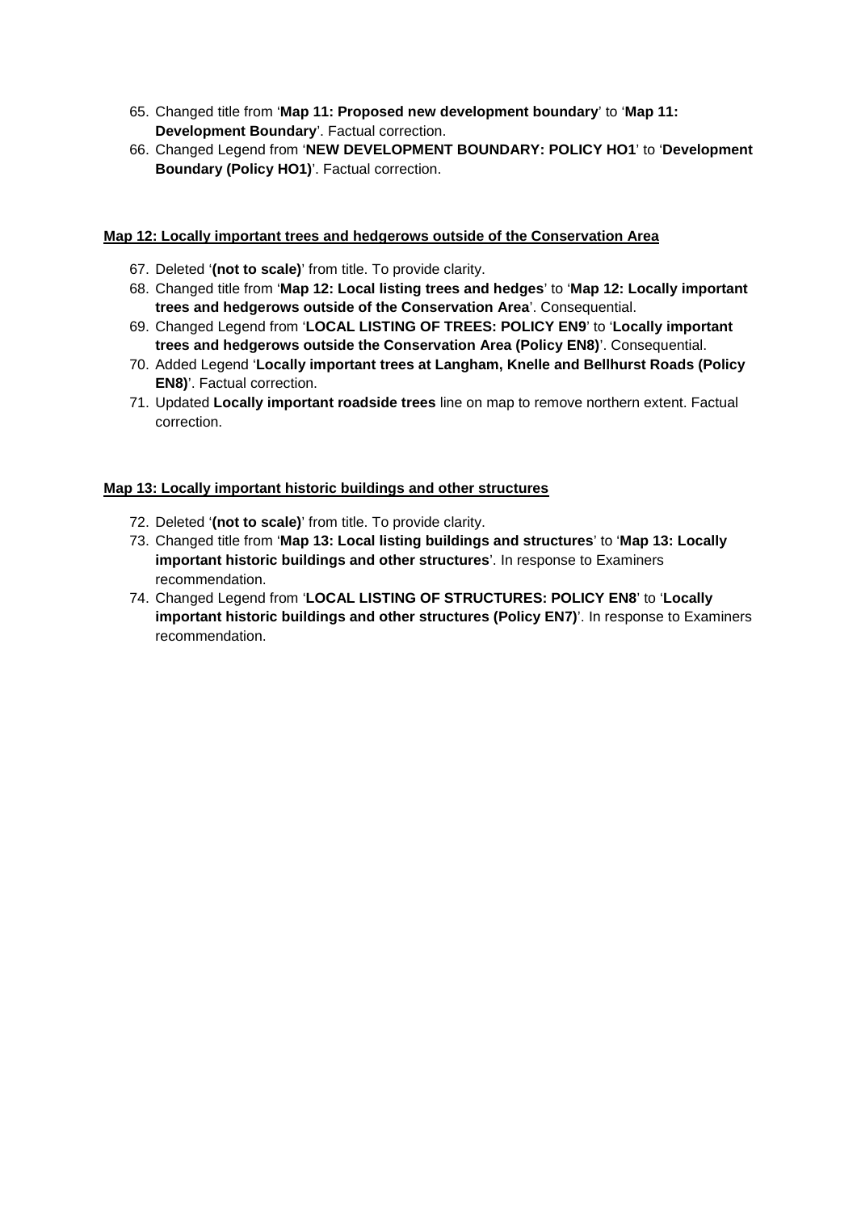65. Changed title from '**Map 11: Proposed new development boundary**' to '**Map 11: Development Boundary**'. Factual correction.
66. Changed Legend from '**NEW DEVELOPMENT BOUNDARY: POLICY HO1**' to '**Development Boundary (Policy HO1)**'. Factual correction.

**Map 12: Locally important trees and hedgerows outside of the Conservation Area**

67. Deleted '**(not to scale)**' from title. To provide clarity.
68. Changed title from '**Map 12: Local listing trees and hedges**' to '**Map 12: Locally important trees and hedgerows outside of the Conservation Area**'. Consequential.
69. Changed Legend from '**LOCAL LISTING OF TREES: POLICY EN9**' to '**Locally important trees and hedgerows outside the Conservation Area (Policy EN8)**'. Consequential.
70. Added Legend '**Locally important trees at Langham, Knelle and Bellhurst Roads (Policy EN8)**'. Factual correction.
71. Updated **Locally important roadside trees** line on map to remove northern extent. Factual correction.

**Map 13: Locally important historic buildings and other structures**

72. Deleted '**(not to scale)**' from title. To provide clarity.
73. Changed title from '**Map 13: Local listing buildings and structures**' to '**Map 13: Locally important historic buildings and other structures**'. In response to Examiners recommendation.
74. Changed Legend from '**LOCAL LISTING OF STRUCTURES: POLICY EN8**' to '**Locally important historic buildings and other structures (Policy EN7)**'. In response to Examiners recommendation.